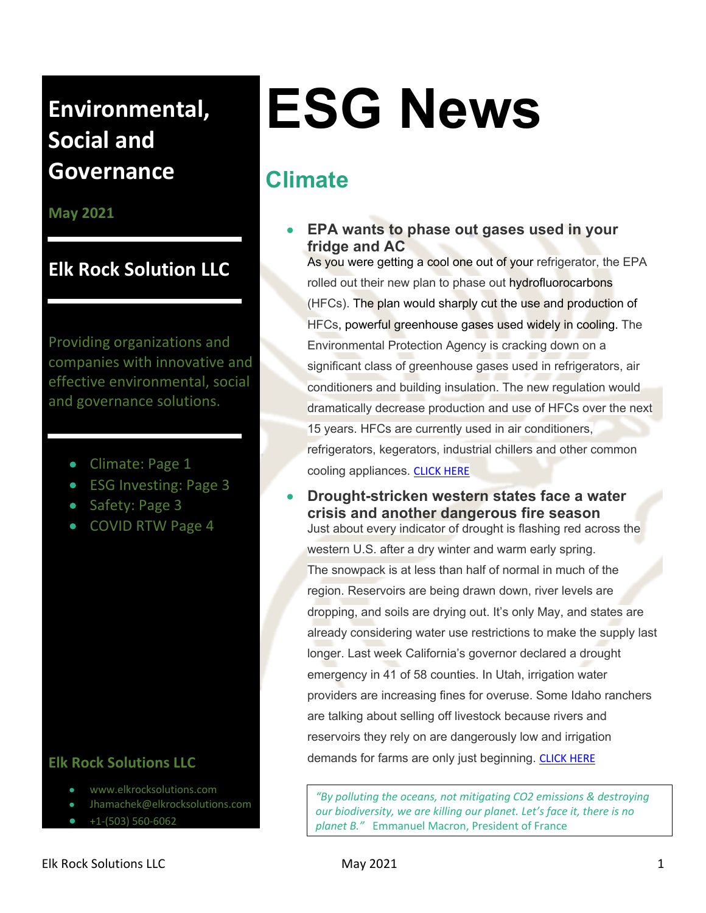# Environmental, Social and Governance

**May 2021**

## Elk Rock Solution LLC

Providing organizations and companies with innovative and effective environmental, social and governance solutions.

- Climate: Page 1
- ESG Investing: Page 3
- Safety: Page 3
- COVID RTW Page 4

**Elk Rock Solutions LLC**

- www.elkrocksolutions.com
- Jhamachek@elkrocksolutions.com
- +1-(503) 560-6062

# ESG News

## Climate

- **EPA wants to phase out gases used in your fridge and AC**
  As you were getting a cool one out of your refrigerator, the EPA rolled out their new plan to phase out hydrofluorocarbons (HFCs). The plan would sharply cut the use and production of HFCs, powerful greenhouse gases used widely in cooling. The Environmental Protection Agency is cracking down on a significant class of greenhouse gases used in refrigerators, air conditioners and building insulation. The new regulation would dramatically decrease production and use of HFCs over the next 15 years. HFCs are currently used in air conditioners, refrigerators, kegerators, industrial chillers and other common cooling appliances. CLICK HERE

- **Drought-stricken western states face a water crisis and another dangerous fire season**
  Just about every indicator of drought is flashing red across the western U.S. after a dry winter and warm early spring. The snowpack is at less than half of normal in much of the region. Reservoirs are being drawn down, river levels are dropping, and soils are drying out. It's only May, and states are already considering water use restrictions to make the supply last longer. Last week California's governor declared a drought emergency in 41 of 58 counties. In Utah, irrigation water providers are increasing fines for overuse. Some Idaho ranchers are talking about selling off livestock because rivers and reservoirs they rely on are dangerously low and irrigation demands for farms are only just beginning. CLICK HERE

> *"By polluting the oceans, not mitigating CO2 emissions & destroying our biodiversity, we are killing our planet. Let's face it, there is no planet B."* Emmanuel Macron, President of France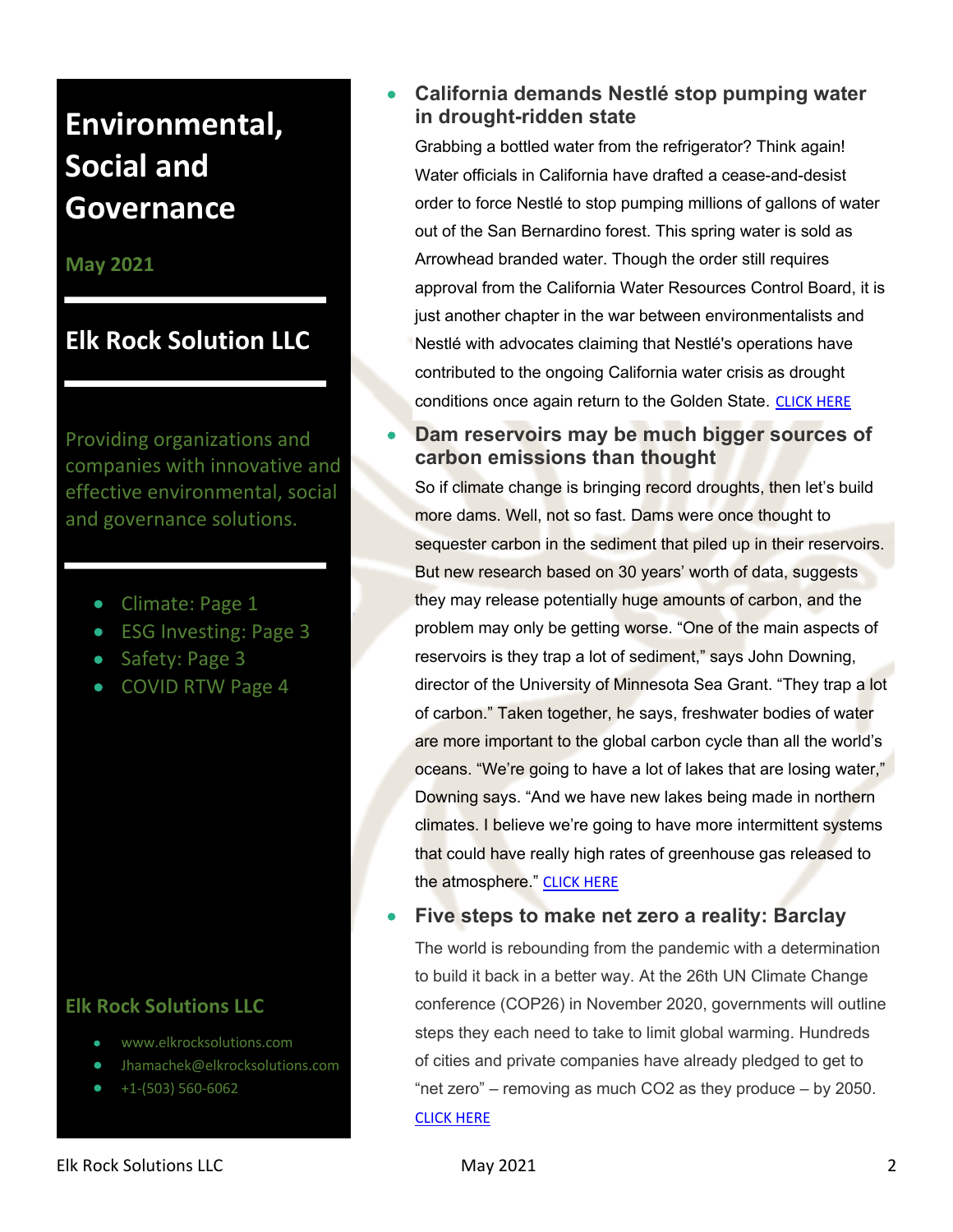# Environmental, Social and Governance

**May 2021**

## Elk Rock Solution LLC

Providing organizations and companies with innovative and effective environmental, social and governance solutions.

- Climate: Page 1
- ESG Investing: Page 3
- Safety: Page 3
- COVID RTW Page 4

**Elk Rock Solutions LLC**

- www.elkrocksolutions.com
- Jhamachek@elkrocksolutions.com
- +1-(503) 560-6062

- **California demands Nestlé stop pumping water in drought-ridden state**

  Grabbing a bottled water from the refrigerator? Think again! Water officials in California have drafted a cease-and-desist order to force Nestlé to stop pumping millions of gallons of water out of the San Bernardino forest. This spring water is sold as Arrowhead branded water. Though the order still requires approval from the California Water Resources Control Board, it is just another chapter in the war between environmentalists and Nestlé with advocates claiming that Nestlé's operations have contributed to the ongoing California water crisis as drought conditions once again return to the Golden State. CLICK HERE

- **Dam reservoirs may be much bigger sources of carbon emissions than thought**

  So if climate change is bringing record droughts, then let's build more dams. Well, not so fast. Dams were once thought to sequester carbon in the sediment that piled up in their reservoirs. But new research based on 30 years' worth of data, suggests they may release potentially huge amounts of carbon, and the problem may only be getting worse. "One of the main aspects of reservoirs is they trap a lot of sediment," says John Downing, director of the University of Minnesota Sea Grant. "They trap a lot of carbon." Taken together, he says, freshwater bodies of water are more important to the global carbon cycle than all the world's oceans. "We're going to have a lot of lakes that are losing water," Downing says. "And we have new lakes being made in northern climates. I believe we're going to have more intermittent systems that could have really high rates of greenhouse gas released to the atmosphere." CLICK HERE

- **Five steps to make net zero a reality: Barclay**

  The world is rebounding from the pandemic with a determination to build it back in a better way. At the 26th UN Climate Change conference (COP26) in November 2020, governments will outline steps they each need to take to limit global warming. Hundreds of cities and private companies have already pledged to get to "net zero" – removing as much $CO_2$ as they produce – by 2050. CLICK HERE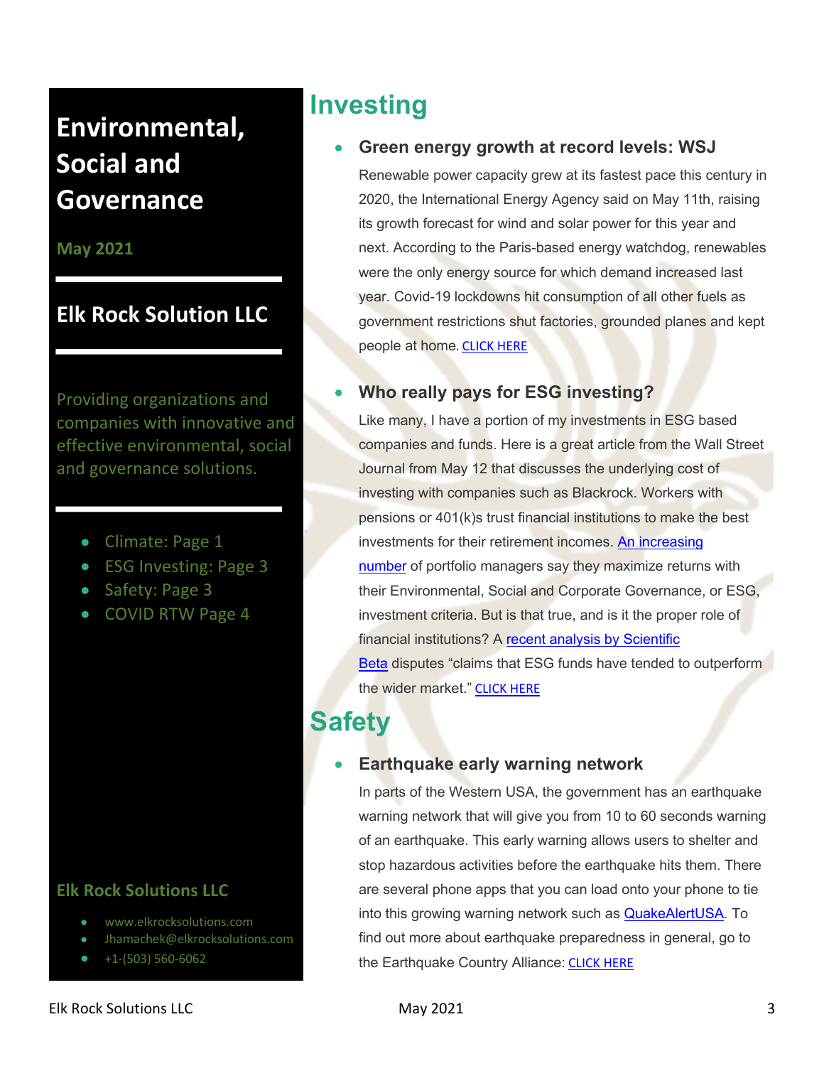# Environmental, Social and Governance

**May 2021**

## Elk Rock Solution LLC

Providing organizations and companies with innovative and effective environmental, social and governance solutions.

- Climate: Page 1
- ESG Investing: Page 3
- Safety: Page 3
- COVID RTW Page 4

**Elk Rock Solutions LLC**

- www.elkrocksolutions.com
- Jhamachek@elkrocksolutions.com
- +1-(503) 560-6062

# Investing

- **Green energy growth at record levels: WSJ**

  Renewable power capacity grew at its fastest pace this century in 2020, the International Energy Agency said on May 11th, raising its growth forecast for wind and solar power for this year and next. According to the Paris-based energy watchdog, renewables were the only energy source for which demand increased last year. Covid-19 lockdowns hit consumption of all other fuels as government restrictions shut factories, grounded planes and kept people at home. CLICK HERE

- **Who really pays for ESG investing?**

  Like many, I have a portion of my investments in ESG based companies and funds. Here is a great article from the Wall Street Journal from May 12 that discusses the underlying cost of investing with companies such as Blackrock. Workers with pensions or 401(k)s trust financial institutions to make the best investments for their retirement incomes. An increasing number of portfolio managers say they maximize returns with their Environmental, Social and Corporate Governance, or ESG, investment criteria. But is that true, and is it the proper role of financial institutions? A recent analysis by Scientific Beta disputes "claims that ESG funds have tended to outperform the wider market." CLICK HERE

# Safety

- **Earthquake early warning network**

  In parts of the Western USA, the government has an earthquake warning network that will give you from 10 to 60 seconds warning of an earthquake. This early warning allows users to shelter and stop hazardous activities before the earthquake hits them. There are several phone apps that you can load onto your phone to tie into this growing warning network such as QuakeAlertUSA. To find out more about earthquake preparedness in general, go to the Earthquake Country Alliance: CLICK HERE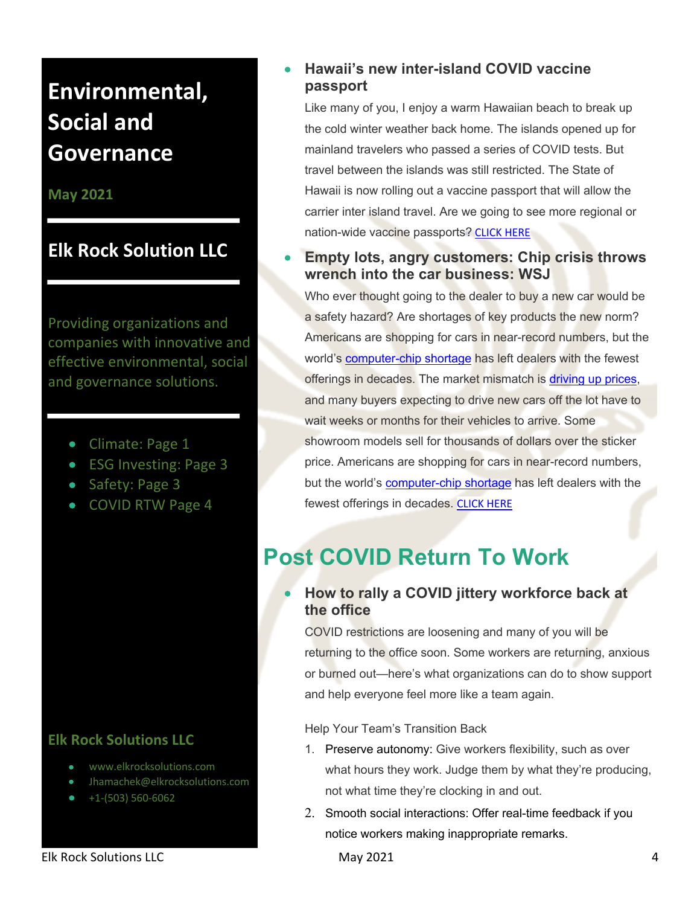# Environmental, Social and Governance

**May 2021**

## Elk Rock Solution LLC

Providing organizations and companies with innovative and effective environmental, social and governance solutions.

- Climate: Page 1
- ESG Investing: Page 3
- Safety: Page 3
- COVID RTW Page 4

**Elk Rock Solutions LLC**

- www.elkrocksolutions.com
- Jhamachek@elkrocksolutions.com
- +1-(503) 560-6062

- **Hawaii's new inter-island COVID vaccine passport**

  Like many of you, I enjoy a warm Hawaiian beach to break up the cold winter weather back home. The islands opened up for mainland travelers who passed a series of COVID tests. But travel between the islands was still restricted. The State of Hawaii is now rolling out a vaccine passport that will allow the carrier inter island travel. Are we going to see more regional or nation-wide vaccine passports? CLICK HERE

- **Empty lots, angry customers: Chip crisis throws wrench into the car business: WSJ**

  Who ever thought going to the dealer to buy a new car would be a safety hazard? Are shortages of key products the new norm? Americans are shopping for cars in near-record numbers, but the world's computer-chip shortage has left dealers with the fewest offerings in decades. The market mismatch is driving up prices, and many buyers expecting to drive new cars off the lot have to wait weeks or months for their vehicles to arrive. Some showroom models sell for thousands of dollars over the sticker price. Americans are shopping for cars in near-record numbers, but the world's computer-chip shortage has left dealers with the fewest offerings in decades. CLICK HERE

# Post COVID Return To Work

- **How to rally a COVID jittery workforce back at the office**

  COVID restrictions are loosening and many of you will be returning to the office soon. Some workers are returning, anxious or burned out—here's what organizations can do to show support and help everyone feel more like a team again.

  Help Your Team's Transition Back

  1. Preserve autonomy: Give workers flexibility, such as over what hours they work. Judge them by what they're producing, not what time they're clocking in and out.
  2. Smooth social interactions: Offer real-time feedback if you notice workers making inappropriate remarks.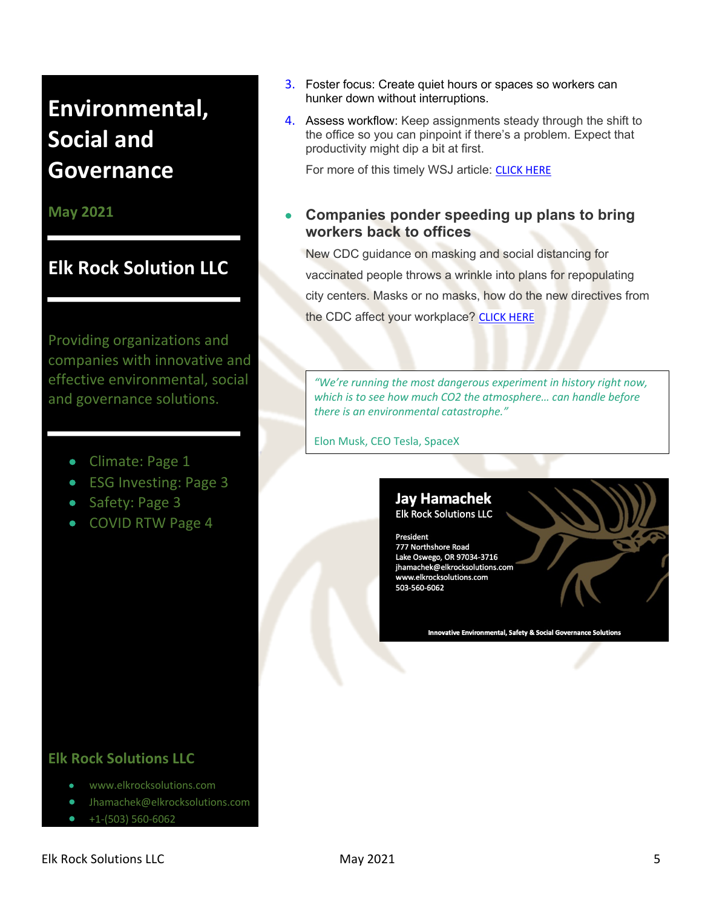# Environmental, Social and Governance

**May 2021**

## Elk Rock Solution LLC

Providing organizations and companies with innovative and effective environmental, social and governance solutions.

- Climate: Page 1
- ESG Investing: Page 3
- Safety: Page 3
- COVID RTW Page 4

**Elk Rock Solutions LLC**

- www.elkrocksolutions.com
- Jhamachek@elkrocksolutions.com
- +1-(503) 560-6062

3. Foster focus: Create quiet hours or spaces so workers can hunker down without interruptions.
4. Assess workflow: Keep assignments steady through the shift to the office so you can pinpoint if there's a problem. Expect that productivity might dip a bit at first.

   For more of this timely WSJ article: CLICK HERE

- **Companies ponder speeding up plans to bring workers back to offices**

  New CDC guidance on masking and social distancing for vaccinated people throws a wrinkle into plans for repopulating city centers. Masks or no masks, how do the new directives from the CDC affect your workplace? CLICK HERE

> *"We're running the most dangerous experiment in history right now, which is to see how much CO2 the atmosphere… can handle before there is an environmental catastrophe."*
>
> Elon Musk, CEO Tesla, SpaceX

**Jay Hamachek**
Elk Rock Solutions LLC

President
777 Northshore Road
Lake Oswego, OR 97034-3716
jhamachek@elkrocksolutions.com
www.elkrocksolutions.com
503-560-6062

**Innovative Environmental, Safety & Social Governance Solutions**